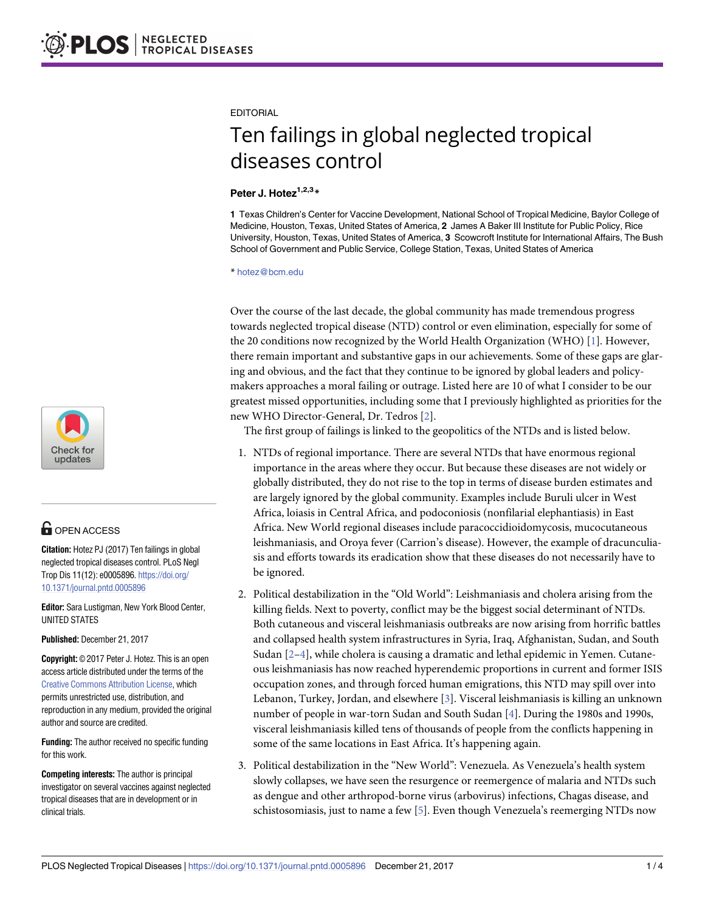EDITORIAL

# Ten failings in global neglected tropical diseases control

**Peter J. Hotez**[1,2,3]*

**1** Texas Children's Center for Vaccine Development, National School of Tropical Medicine, Baylor College of Medicine, Houston, Texas, United States of America, **2** James A Baker III Institute for Public Policy, Rice University, Houston, Texas, United States of America, **3** Scowcroft Institute for International Affairs, The Bush School of Government and Public Service, College Station, Texas, United States of America

* hotez@bcm.edu

OPEN ACCESS

**Citation:** Hotez PJ (2017) Ten failings in global neglected tropical diseases control. PLoS Negl Trop Dis 11(12): e0005896. https://doi.org/10.1371/journal.pntd.0005896

**Editor:** Sara Lustigman, New York Blood Center, UNITED STATES

**Published:** December 21, 2017

**Copyright:** © 2017 Peter J. Hotez. This is an open access article distributed under the terms of the Creative Commons Attribution License, which permits unrestricted use, distribution, and reproduction in any medium, provided the original author and source are credited.

**Funding:** The author received no specific funding for this work.

**Competing interests:** The author is principal investigator on several vaccines against neglected tropical diseases that are in development or in clinical trials.

Over the course of the last decade, the global community has made tremendous progress towards neglected tropical disease (NTD) control or even elimination, especially for some of the 20 conditions now recognized by the World Health Organization (WHO) [1]. However, there remain important and substantive gaps in our achievements. Some of these gaps are glaring and obvious, and the fact that they continue to be ignored by global leaders and policymakers approaches a moral failing or outrage. Listed here are 10 of what I consider to be our greatest missed opportunities, including some that I previously highlighted as priorities for the new WHO Director-General, Dr. Tedros [2].

The first group of failings is linked to the geopolitics of the NTDs and is listed below.

1. NTDs of regional importance. There are several NTDs that have enormous regional importance in the areas where they occur. But because these diseases are not widely or globally distributed, they do not rise to the top in terms of disease burden estimates and are largely ignored by the global community. Examples include Buruli ulcer in West Africa, loiasis in Central Africa, and podoconiosis (nonfilarial elephantiasis) in East Africa. New World regional diseases include paracoccidioidomycosis, mucocutaneous leishmaniasis, and Oroya fever (Carrion's disease). However, the example of dracunculiasis and efforts towards its eradication show that these diseases do not necessarily have to be ignored.
2. Political destabilization in the "Old World": Leishmaniasis and cholera arising from the killing fields. Next to poverty, conflict may be the biggest social determinant of NTDs. Both cutaneous and visceral leishmaniasis outbreaks are now arising from horrific battles and collapsed health system infrastructures in Syria, Iraq, Afghanistan, Sudan, and South Sudan [2–4], while cholera is causing a dramatic and lethal epidemic in Yemen. Cutaneous leishmaniasis has now reached hyperendemic proportions in current and former ISIS occupation zones, and through forced human emigrations, this NTD may spill over into Lebanon, Turkey, Jordan, and elsewhere [3]. Visceral leishmaniasis is killing an unknown number of people in war-torn Sudan and South Sudan [4]. During the 1980s and 1990s, visceral leishmaniasis killed tens of thousands of people from the conflicts happening in some of the same locations in East Africa. It's happening again.
3. Political destabilization in the "New World": Venezuela. As Venezuela's health system slowly collapses, we have seen the resurgence or reemergence of malaria and NTDs such as dengue and other arthropod-borne virus (arbovirus) infections, Chagas disease, and schistosomiasis, just to name a few [5]. Even though Venezuela's reemerging NTDs now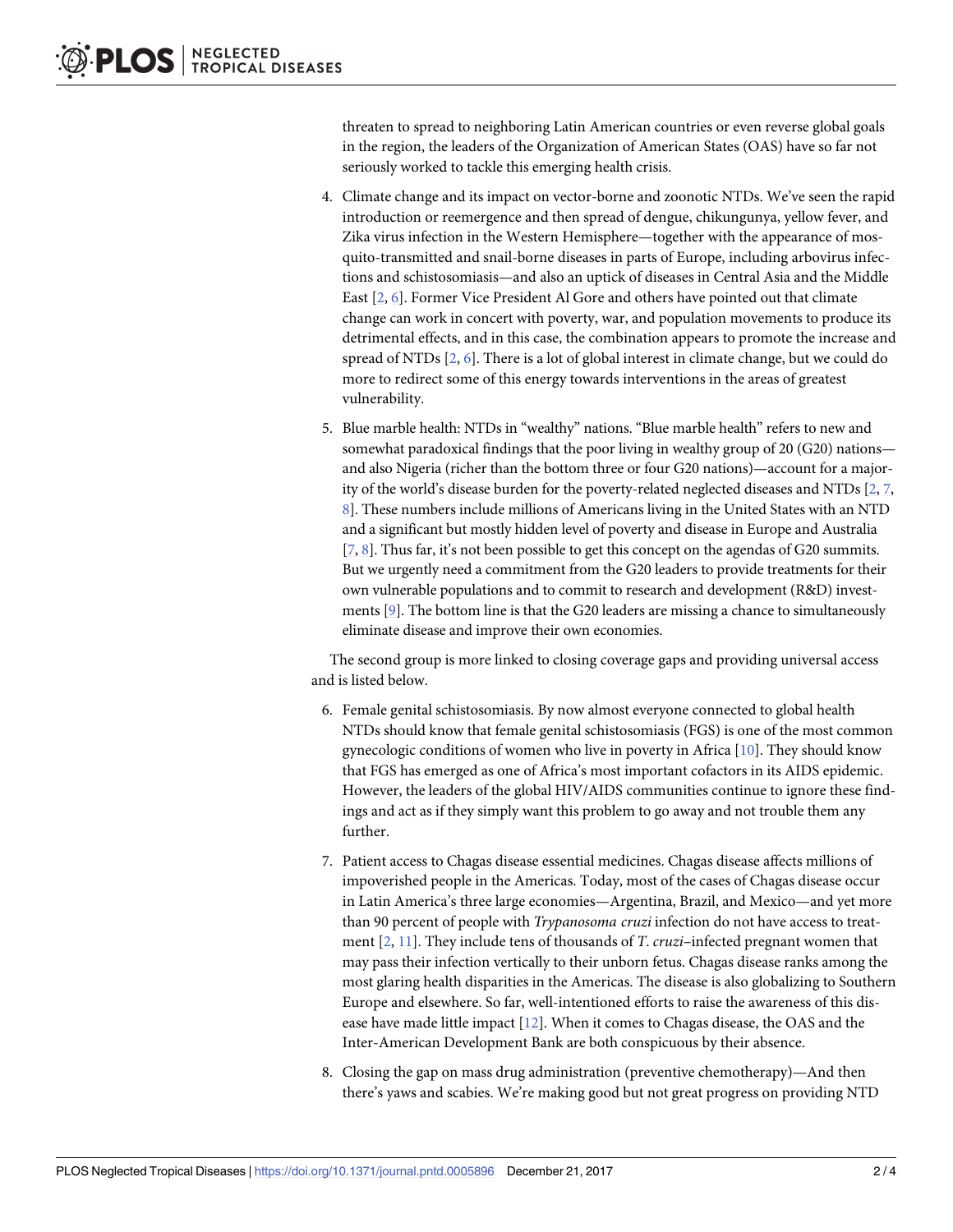threaten to spread to neighboring Latin American countries or even reverse global goals in the region, the leaders of the Organization of American States (OAS) have so far not seriously worked to tackle this emerging health crisis.

4. Climate change and its impact on vector-borne and zoonotic NTDs. We've seen the rapid introduction or reemergence and then spread of dengue, chikungunya, yellow fever, and Zika virus infection in the Western Hemisphere—together with the appearance of mosquito-transmitted and snail-borne diseases in parts of Europe, including arbovirus infections and schistosomiasis—and also an uptick of diseases in Central Asia and the Middle East [2, 6]. Former Vice President Al Gore and others have pointed out that climate change can work in concert with poverty, war, and population movements to produce its detrimental effects, and in this case, the combination appears to promote the increase and spread of NTDs [2, 6]. There is a lot of global interest in climate change, but we could do more to redirect some of this energy towards interventions in the areas of greatest vulnerability.

5. Blue marble health: NTDs in "wealthy" nations. "Blue marble health" refers to new and somewhat paradoxical findings that the poor living in wealthy group of 20 (G20) nations—and also Nigeria (richer than the bottom three or four G20 nations)—account for a majority of the world's disease burden for the poverty-related neglected diseases and NTDs [2, 7, 8]. These numbers include millions of Americans living in the United States with an NTD and a significant but mostly hidden level of poverty and disease in Europe and Australia [7, 8]. Thus far, it's not been possible to get this concept on the agendas of G20 summits. But we urgently need a commitment from the G20 leaders to provide treatments for their own vulnerable populations and to commit to research and development (R&D) investments [9]. The bottom line is that the G20 leaders are missing a chance to simultaneously eliminate disease and improve their own economies.

The second group is more linked to closing coverage gaps and providing universal access and is listed below.

6. Female genital schistosomiasis. By now almost everyone connected to global health NTDs should know that female genital schistosomiasis (FGS) is one of the most common gynecologic conditions of women who live in poverty in Africa [10]. They should know that FGS has emerged as one of Africa's most important cofactors in its AIDS epidemic. However, the leaders of the global HIV/AIDS communities continue to ignore these findings and act as if they simply want this problem to go away and not trouble them any further.

7. Patient access to Chagas disease essential medicines. Chagas disease affects millions of impoverished people in the Americas. Today, most of the cases of Chagas disease occur in Latin America's three large economies—Argentina, Brazil, and Mexico—and yet more than 90 percent of people with *Trypanosoma cruzi* infection do not have access to treatment [2, 11]. They include tens of thousands of *T. cruzi*–infected pregnant women that may pass their infection vertically to their unborn fetus. Chagas disease ranks among the most glaring health disparities in the Americas. The disease is also globalizing to Southern Europe and elsewhere. So far, well-intentioned efforts to raise the awareness of this disease have made little impact [12]. When it comes to Chagas disease, the OAS and the Inter-American Development Bank are both conspicuous by their absence.

8. Closing the gap on mass drug administration (preventive chemotherapy)—And then there's yaws and scabies. We're making good but not great progress on providing NTD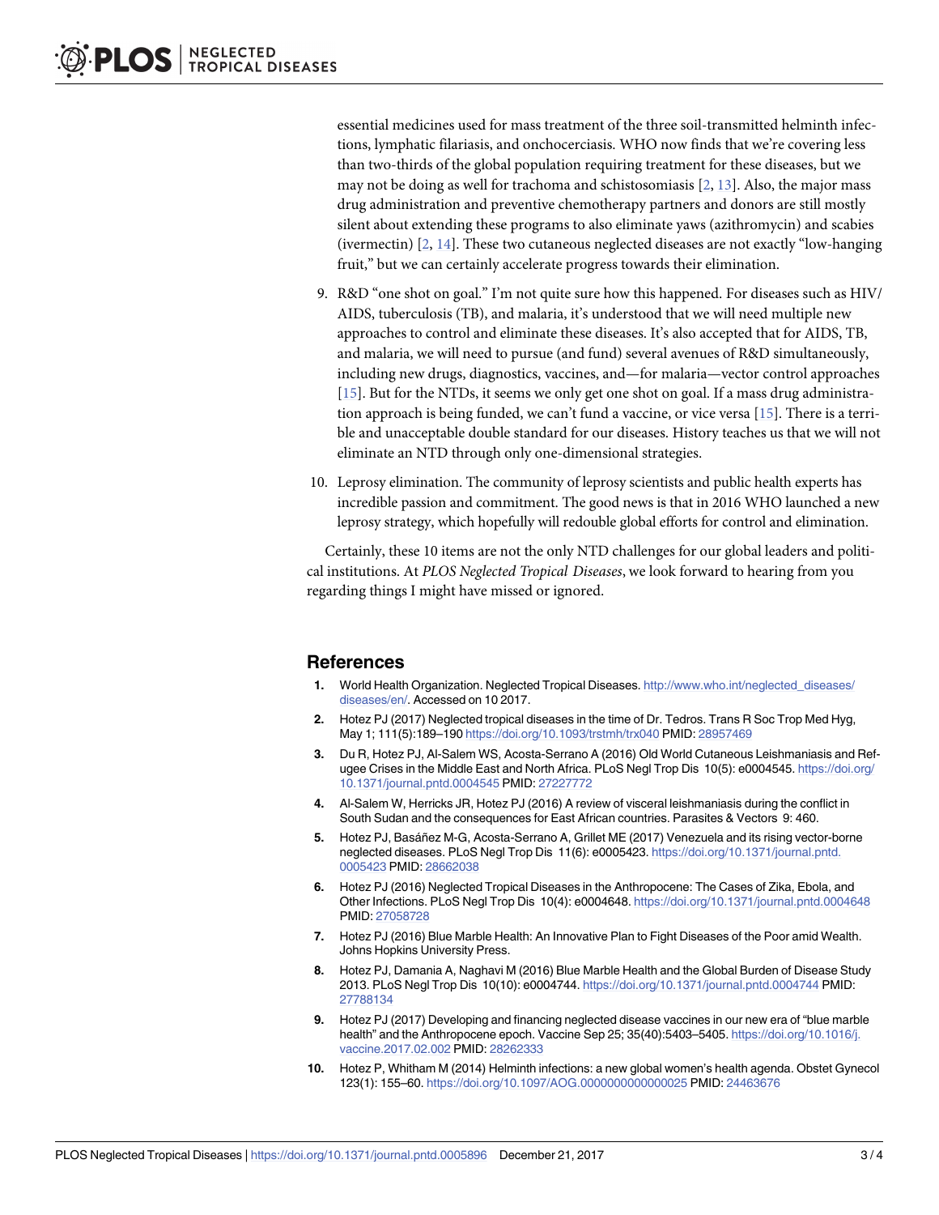essential medicines used for mass treatment of the three soil-transmitted helminth infections, lymphatic filariasis, and onchocerciasis. WHO now finds that we're covering less than two-thirds of the global population requiring treatment for these diseases, but we may not be doing as well for trachoma and schistosomiasis [2, 13]. Also, the major mass drug administration and preventive chemotherapy partners and donors are still mostly silent about extending these programs to also eliminate yaws (azithromycin) and scabies (ivermectin) [2, 14]. These two cutaneous neglected diseases are not exactly "low-hanging fruit," but we can certainly accelerate progress towards their elimination.

9. R&D "one shot on goal." I'm not quite sure how this happened. For diseases such as HIV/AIDS, tuberculosis (TB), and malaria, it's understood that we will need multiple new approaches to control and eliminate these diseases. It's also accepted that for AIDS, TB, and malaria, we will need to pursue (and fund) several avenues of R&D simultaneously, including new drugs, diagnostics, vaccines, and—for malaria—vector control approaches [15]. But for the NTDs, it seems we only get one shot on goal. If a mass drug administration approach is being funded, we can't fund a vaccine, or vice versa [15]. There is a terrible and unacceptable double standard for our diseases. History teaches us that we will not eliminate an NTD through only one-dimensional strategies.
10. Leprosy elimination. The community of leprosy scientists and public health experts has incredible passion and commitment. The good news is that in 2016 WHO launched a new leprosy strategy, which hopefully will redouble global efforts for control and elimination.

Certainly, these 10 items are not the only NTD challenges for our global leaders and political institutions. At *PLOS Neglected Tropical Diseases*, we look forward to hearing from you regarding things I might have missed or ignored.

## References

1. World Health Organization. Neglected Tropical Diseases. http://www.who.int/neglected_diseases/diseases/en/. Accessed on 10 2017.
2. Hotez PJ (2017) Neglected tropical diseases in the time of Dr. Tedros. Trans R Soc Trop Med Hyg, May 1; 111(5):189–190 https://doi.org/10.1093/trstmh/trx040 PMID: 28957469
3. Du R, Hotez PJ, Al-Salem WS, Acosta-Serrano A (2016) Old World Cutaneous Leishmaniasis and Refugee Crises in the Middle East and North Africa. PLoS Negl Trop Dis 10(5): e0004545. https://doi.org/10.1371/journal.pntd.0004545 PMID: 27227772
4. Al-Salem W, Herricks JR, Hotez PJ (2016) A review of visceral leishmaniasis during the conflict in South Sudan and the consequences for East African countries. Parasites & Vectors 9: 460.
5. Hotez PJ, Basáñez M-G, Acosta-Serrano A, Grillet ME (2017) Venezuela and its rising vector-borne neglected diseases. PLoS Negl Trop Dis 11(6): e0005423. https://doi.org/10.1371/journal.pntd.0005423 PMID: 28662038
6. Hotez PJ (2016) Neglected Tropical Diseases in the Anthropocene: The Cases of Zika, Ebola, and Other Infections. PLoS Negl Trop Dis 10(4): e0004648. https://doi.org/10.1371/journal.pntd.0004648 PMID: 27058728
7. Hotez PJ (2016) Blue Marble Health: An Innovative Plan to Fight Diseases of the Poor amid Wealth. Johns Hopkins University Press.
8. Hotez PJ, Damania A, Naghavi M (2016) Blue Marble Health and the Global Burden of Disease Study 2013. PLoS Negl Trop Dis 10(10): e0004744. https://doi.org/10.1371/journal.pntd.0004744 PMID: 27788134
9. Hotez PJ (2017) Developing and financing neglected disease vaccines in our new era of "blue marble health" and the Anthropocene epoch. Vaccine Sep 25; 35(40):5403–5405. https://doi.org/10.1016/j.vaccine.2017.02.002 PMID: 28262333
10. Hotez P, Whitham M (2014) Helminth infections: a new global women's health agenda. Obstet Gynecol 123(1): 155–60. https://doi.org/10.1097/AOG.0000000000000025 PMID: 24463676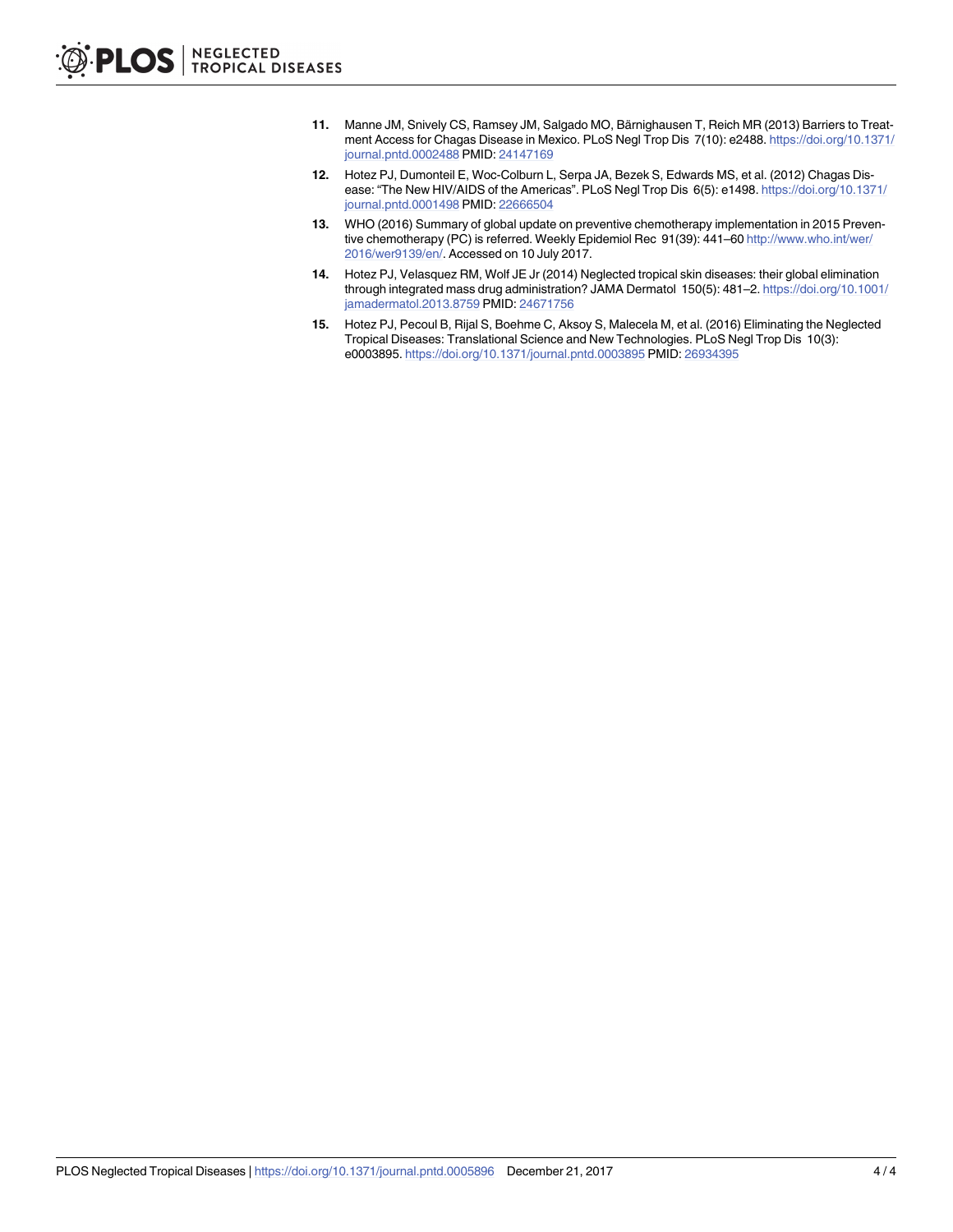11. Manne JM, Snively CS, Ramsey JM, Salgado MO, Bärnighausen T, Reich MR (2013) Barriers to Treatment Access for Chagas Disease in Mexico. PLoS Negl Trop Dis 7(10): e2488. https://doi.org/10.1371/journal.pntd.0002488 PMID: 24147169

12. Hotez PJ, Dumonteil E, Woc-Colburn L, Serpa JA, Bezek S, Edwards MS, et al. (2012) Chagas Disease: "The New HIV/AIDS of the Americas". PLoS Negl Trop Dis 6(5): e1498. https://doi.org/10.1371/journal.pntd.0001498 PMID: 22666504

13. WHO (2016) Summary of global update on preventive chemotherapy implementation in 2015 Preventive chemotherapy (PC) is referred. Weekly Epidemiol Rec 91(39): 441–60 http://www.who.int/wer/2016/wer9139/en/. Accessed on 10 July 2017.

14. Hotez PJ, Velasquez RM, Wolf JE Jr (2014) Neglected tropical skin diseases: their global elimination through integrated mass drug administration? JAMA Dermatol 150(5): 481–2. https://doi.org/10.1001/jamadermatol.2013.8759 PMID: 24671756

15. Hotez PJ, Pecoul B, Rijal S, Boehme C, Aksoy S, Malecela M, et al. (2016) Eliminating the Neglected Tropical Diseases: Translational Science and New Technologies. PLoS Negl Trop Dis 10(3): e0003895. https://doi.org/10.1371/journal.pntd.0003895 PMID: 26934395